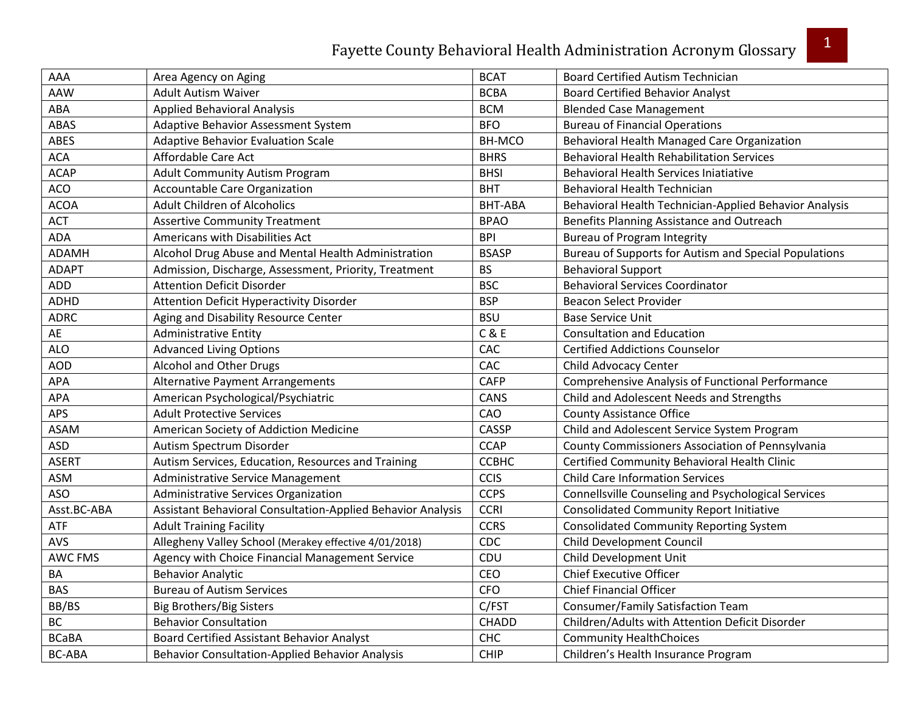# Fayette County Behavioral Health Administration Acronym Glossary

| | | | |
|---|---|---|---|
| AAA | Area Agency on Aging | BCAT | Board Certified Autism Technician |
| AAW | Adult Autism Waiver | BCBA | Board Certified Behavior Analyst |
| ABA | Applied Behavioral Analysis | BCM | Blended Case Management |
| ABAS | Adaptive Behavior Assessment System | BFO | Bureau of Financial Operations |
| ABES | Adaptive Behavior Evaluation Scale | BH-MCO | Behavioral Health Managed Care Organization |
| ACA | Affordable Care Act | BHRS | Behavioral Health Rehabilitation Services |
| ACAP | Adult Community Autism Program | BHSI | Behavioral Health Services Iniatiative |
| ACO | Accountable Care Organization | BHT | Behavioral Health Technician |
| ACOA | Adult Children of Alcoholics | BHT-ABA | Behavioral Health Technician-Applied Behavior Analysis |
| ACT | Assertive Community Treatment | BPAO | Benefits Planning Assistance and Outreach |
| ADA | Americans with Disabilities Act | BPI | Bureau of Program Integrity |
| ADAMH | Alcohol Drug Abuse and Mental Health Administration | BSASP | Bureau of Supports for Autism and Special Populations |
| ADAPT | Admission, Discharge, Assessment, Priority, Treatment | BS | Behavioral Support |
| ADD | Attention Deficit Disorder | BSC | Behavioral Services Coordinator |
| ADHD | Attention Deficit Hyperactivity Disorder | BSP | Beacon Select Provider |
| ADRC | Aging and Disability Resource Center | BSU | Base Service Unit |
| AE | Administrative Entity | C & E | Consultation and Education |
| ALO | Advanced Living Options | CAC | Certified Addictions Counselor |
| AOD | Alcohol and Other Drugs | CAC | Child Advocacy Center |
| APA | Alternative Payment Arrangements | CAFP | Comprehensive Analysis of Functional Performance |
| APA | American Psychological/Psychiatric | CANS | Child and Adolescent Needs and Strengths |
| APS | Adult Protective Services | CAO | County Assistance Office |
| ASAM | American Society of Addiction Medicine | CASSP | Child and Adolescent Service System Program |
| ASD | Autism Spectrum Disorder | CCAP | County Commissioners Association of Pennsylvania |
| ASERT | Autism Services, Education, Resources and Training | CCBHC | Certified Community Behavioral Health Clinic |
| ASM | Administrative Service Management | CCIS | Child Care Information Services |
| ASO | Administrative Services Organization | CCPS | Connellsville Counseling and Psychological Services |
| Asst.BC-ABA | Assistant Behavioral Consultation-Applied Behavior Analysis | CCRI | Consolidated Community Report Initiative |
| ATF | Adult Training Facility | CCRS | Consolidated Community Reporting System |
| AVS | Allegheny Valley School (Merakey effective 4/01/2018) | CDC | Child Development Council |
| AWC FMS | Agency with Choice Financial Management Service | CDU | Child Development Unit |
| BA | Behavior Analytic | CEO | Chief Executive Officer |
| BAS | Bureau of Autism Services | CFO | Chief Financial Officer |
| BB/BS | Big Brothers/Big Sisters | C/FST | Consumer/Family Satisfaction Team |
| BC | Behavior Consultation | CHADD | Children/Adults with Attention Deficit Disorder |
| BCaBA | Board Certified Assistant Behavior Analyst | CHC | Community HealthChoices |
| BC-ABA | Behavior Consultation-Applied Behavior Analysis | CHIP | Children's Health Insurance Program |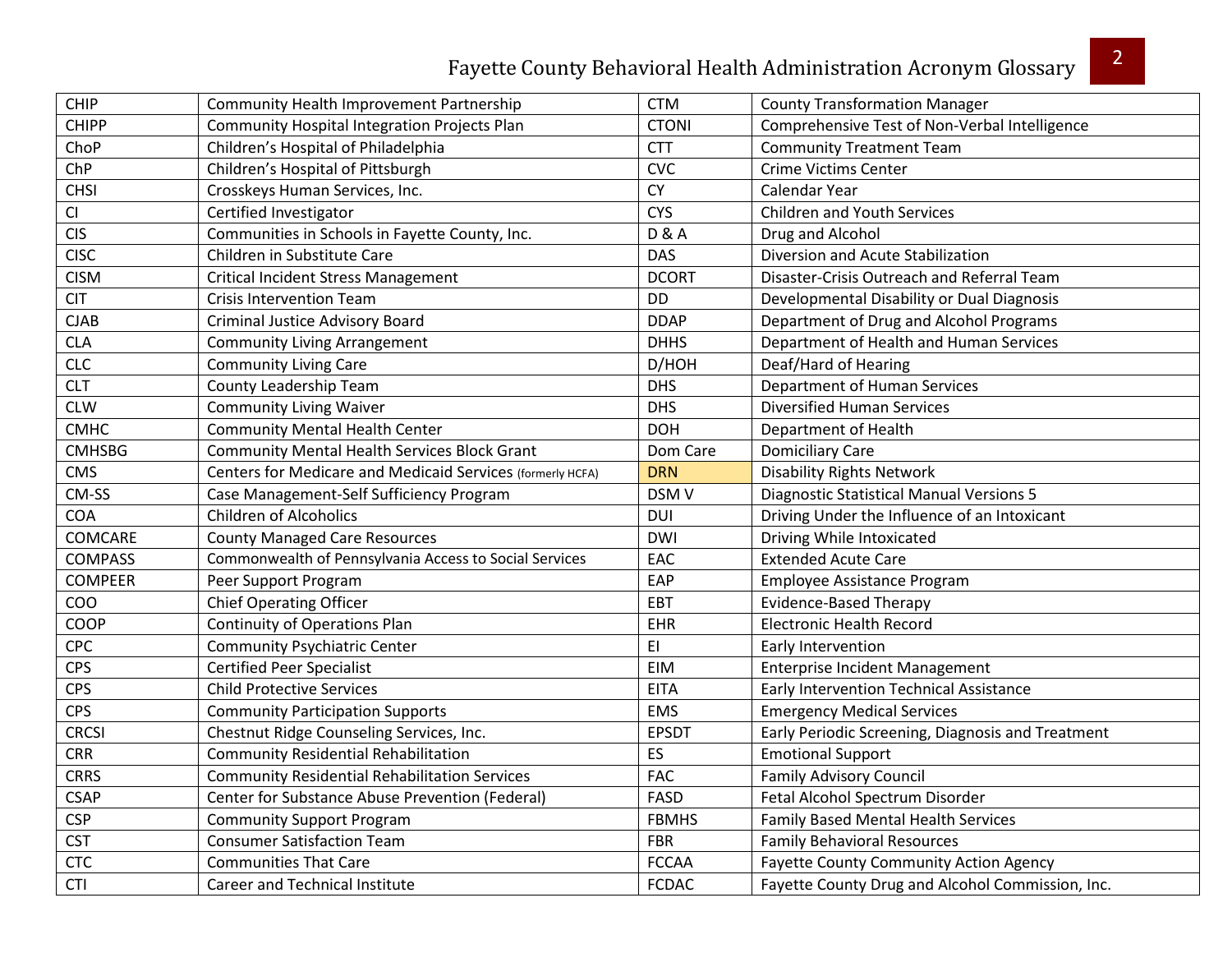| CHIP | Community Health Improvement Partnership | CTM | County Transformation Manager |
|---|---|---|---|
| CHIPP | Community Hospital Integration Projects Plan | CTONI | Comprehensive Test of Non-Verbal Intelligence |
| ChoP | Children's Hospital of Philadelphia | CTT | Community Treatment Team |
| ChP | Children's Hospital of Pittsburgh | CVC | Crime Victims Center |
| CHSI | Crosskeys Human Services, Inc. | CY | Calendar Year |
| CI | Certified Investigator | CYS | Children and Youth Services |
| CIS | Communities in Schools in Fayette County, Inc. | D & A | Drug and Alcohol |
| CISC | Children in Substitute Care | DAS | Diversion and Acute Stabilization |
| CISM | Critical Incident Stress Management | DCORT | Disaster-Crisis Outreach and Referral Team |
| CIT | Crisis Intervention Team | DD | Developmental Disability or Dual Diagnosis |
| CJAB | Criminal Justice Advisory Board | DDAP | Department of Drug and Alcohol Programs |
| CLA | Community Living Arrangement | DHHS | Department of Health and Human Services |
| CLC | Community Living Care | D/HOH | Deaf/Hard of Hearing |
| CLT | County Leadership Team | DHS | Department of Human Services |
| CLW | Community Living Waiver | DHS | Diversified Human Services |
| CMHC | Community Mental Health Center | DOH | Department of Health |
| CMHSBG | Community Mental Health Services Block Grant | Dom Care | Domiciliary Care |
| CMS | Centers for Medicare and Medicaid Services (formerly HCFA) | DRN | Disability Rights Network |
| CM-SS | Case Management-Self Sufficiency Program | DSM V | Diagnostic Statistical Manual Versions 5 |
| COA | Children of Alcoholics | DUI | Driving Under the Influence of an Intoxicant |
| COMCARE | County Managed Care Resources | DWI | Driving While Intoxicated |
| COMPASS | Commonwealth of Pennsylvania Access to Social Services | EAC | Extended Acute Care |
| COMPEER | Peer Support Program | EAP | Employee Assistance Program |
| COO | Chief Operating Officer | EBT | Evidence-Based Therapy |
| COOP | Continuity of Operations Plan | EHR | Electronic Health Record |
| CPC | Community Psychiatric Center | EI | Early Intervention |
| CPS | Certified Peer Specialist | EIM | Enterprise Incident Management |
| CPS | Child Protective Services | EITA | Early Intervention Technical Assistance |
| CPS | Community Participation Supports | EMS | Emergency Medical Services |
| CRCSI | Chestnut Ridge Counseling Services, Inc. | EPSDT | Early Periodic Screening, Diagnosis and Treatment |
| CRR | Community Residential Rehabilitation | ES | Emotional Support |
| CRRS | Community Residential Rehabilitation Services | FAC | Family Advisory Council |
| CSAP | Center for Substance Abuse Prevention (Federal) | FASD | Fetal Alcohol Spectrum Disorder |
| CSP | Community Support Program | FBMHS | Family Based Mental Health Services |
| CST | Consumer Satisfaction Team | FBR | Family Behavioral Resources |
| CTC | Communities That Care | FCCAA | Fayette County Community Action Agency |
| CTI | Career and Technical Institute | FCDAC | Fayette County Drug and Alcohol Commission, Inc. |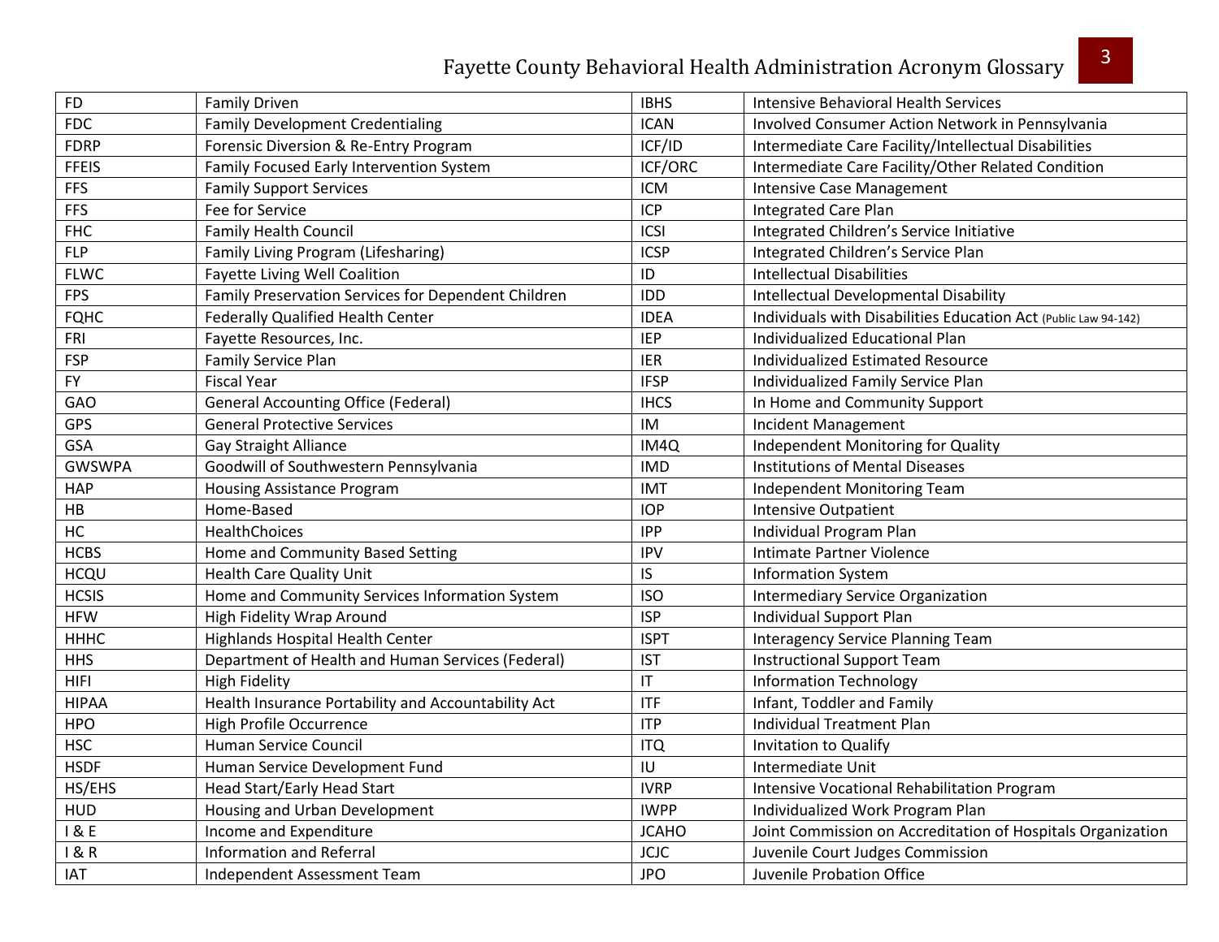| FD | Family Driven | IBHS | Intensive Behavioral Health Services |
|---|---|---|---|
| FDC | Family Development Credentialing | ICAN | Involved Consumer Action Network in Pennsylvania |
| FDRP | Forensic Diversion & Re-Entry Program | ICF/ID | Intermediate Care Facility/Intellectual Disabilities |
| FFEIS | Family Focused Early Intervention System | ICF/ORC | Intermediate Care Facility/Other Related Condition |
| FFS | Family Support Services | ICM | Intensive Case Management |
| FFS | Fee for Service | ICP | Integrated Care Plan |
| FHC | Family Health Council | ICSI | Integrated Children's Service Initiative |
| FLP | Family Living Program (Lifesharing) | ICSP | Integrated Children's Service Plan |
| FLWC | Fayette Living Well Coalition | ID | Intellectual Disabilities |
| FPS | Family Preservation Services for Dependent Children | IDD | Intellectual Developmental Disability |
| FQHC | Federally Qualified Health Center | IDEA | Individuals with Disabilities Education Act (Public Law 94-142) |
| FRI | Fayette Resources, Inc. | IEP | Individualized Educational Plan |
| FSP | Family Service Plan | IER | Individualized Estimated Resource |
| FY | Fiscal Year | IFSP | Individualized Family Service Plan |
| GAO | General Accounting Office (Federal) | IHCS | In Home and Community Support |
| GPS | General Protective Services | IM | Incident Management |
| GSA | Gay Straight Alliance | IM4Q | Independent Monitoring for Quality |
| GWSWPA | Goodwill of Southwestern Pennsylvania | IMD | Institutions of Mental Diseases |
| HAP | Housing Assistance Program | IMT | Independent Monitoring Team |
| HB | Home-Based | IOP | Intensive Outpatient |
| HC | HealthChoices | IPP | Individual Program Plan |
| HCBS | Home and Community Based Setting | IPV | Intimate Partner Violence |
| HCQU | Health Care Quality Unit | IS | Information System |
| HCSIS | Home and Community Services Information System | ISO | Intermediary Service Organization |
| HFW | High Fidelity Wrap Around | ISP | Individual Support Plan |
| HHHC | Highlands Hospital Health Center | ISPT | Interagency Service Planning Team |
| HHS | Department of Health and Human Services (Federal) | IST | Instructional Support Team |
| HIFI | High Fidelity | IT | Information Technology |
| HIPAA | Health Insurance Portability and Accountability Act | ITF | Infant, Toddler and Family |
| HPO | High Profile Occurrence | ITP | Individual Treatment Plan |
| HSC | Human Service Council | ITQ | Invitation to Qualify |
| HSDF | Human Service Development Fund | IU | Intermediate Unit |
| HS/EHS | Head Start/Early Head Start | IVRP | Intensive Vocational Rehabilitation Program |
| HUD | Housing and Urban Development | IWPP | Individualized Work Program Plan |
| I & E | Income and Expenditure | JCAHO | Joint Commission on Accreditation of Hospitals Organization |
| I & R | Information and Referral | JCJC | Juvenile Court Judges Commission |
| IAT | Independent Assessment Team | JPO | Juvenile Probation Office |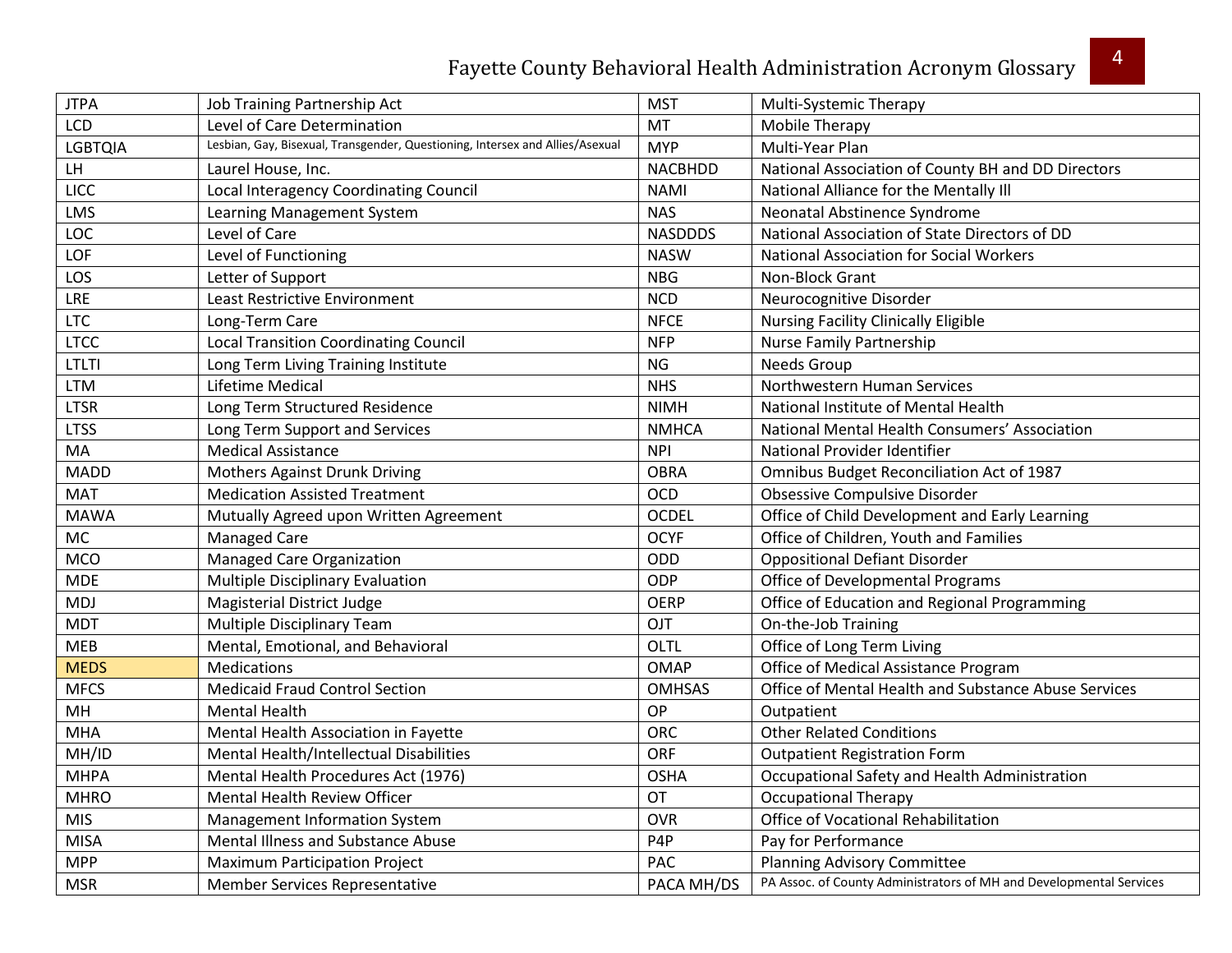| JTPA | Job Training Partnership Act | MST | Multi-Systemic Therapy |
|---|---|---|---|
| LCD | Level of Care Determination | MT | Mobile Therapy |
| LGBTQIA | Lesbian, Gay, Bisexual, Transgender, Questioning, Intersex and Allies/Asexual | MYP | Multi-Year Plan |
| LH | Laurel House, Inc. | NACBHDD | National Association of County BH and DD Directors |
| LICC | Local Interagency Coordinating Council | NAMI | National Alliance for the Mentally Ill |
| LMS | Learning Management System | NAS | Neonatal Abstinence Syndrome |
| LOC | Level of Care | NASDDDS | National Association of State Directors of DD |
| LOF | Level of Functioning | NASW | National Association for Social Workers |
| LOS | Letter of Support | NBG | Non-Block Grant |
| LRE | Least Restrictive Environment | NCD | Neurocognitive Disorder |
| LTC | Long-Term Care | NFCE | Nursing Facility Clinically Eligible |
| LTCC | Local Transition Coordinating Council | NFP | Nurse Family Partnership |
| LTLTI | Long Term Living Training Institute | NG | Needs Group |
| LTM | Lifetime Medical | NHS | Northwestern Human Services |
| LTSR | Long Term Structured Residence | NIMH | National Institute of Mental Health |
| LTSS | Long Term Support and Services | NMHCA | National Mental Health Consumers' Association |
| MA | Medical Assistance | NPI | National Provider Identifier |
| MADD | Mothers Against Drunk Driving | OBRA | Omnibus Budget Reconciliation Act of 1987 |
| MAT | Medication Assisted Treatment | OCD | Obsessive Compulsive Disorder |
| MAWA | Mutually Agreed upon Written Agreement | OCDEL | Office of Child Development and Early Learning |
| MC | Managed Care | OCYF | Office of Children, Youth and Families |
| MCO | Managed Care Organization | ODD | Oppositional Defiant Disorder |
| MDE | Multiple Disciplinary Evaluation | ODP | Office of Developmental Programs |
| MDJ | Magisterial District Judge | OERP | Office of Education and Regional Programming |
| MDT | Multiple Disciplinary Team | OJT | On-the-Job Training |
| MEB | Mental, Emotional, and Behavioral | OLTL | Office of Long Term Living |
| MEDS | Medications | OMAP | Office of Medical Assistance Program |
| MFCS | Medicaid Fraud Control Section | OMHSAS | Office of Mental Health and Substance Abuse Services |
| MH | Mental Health | OP | Outpatient |
| MHA | Mental Health Association in Fayette | ORC | Other Related Conditions |
| MH/ID | Mental Health/Intellectual Disabilities | ORF | Outpatient Registration Form |
| MHPA | Mental Health Procedures Act (1976) | OSHA | Occupational Safety and Health Administration |
| MHRO | Mental Health Review Officer | OT | Occupational Therapy |
| MIS | Management Information System | OVR | Office of Vocational Rehabilitation |
| MISA | Mental Illness and Substance Abuse | P4P | Pay for Performance |
| MPP | Maximum Participation Project | PAC | Planning Advisory Committee |
| MSR | Member Services Representative | PACA MH/DS | PA Assoc. of County Administrators of MH and Developmental Services |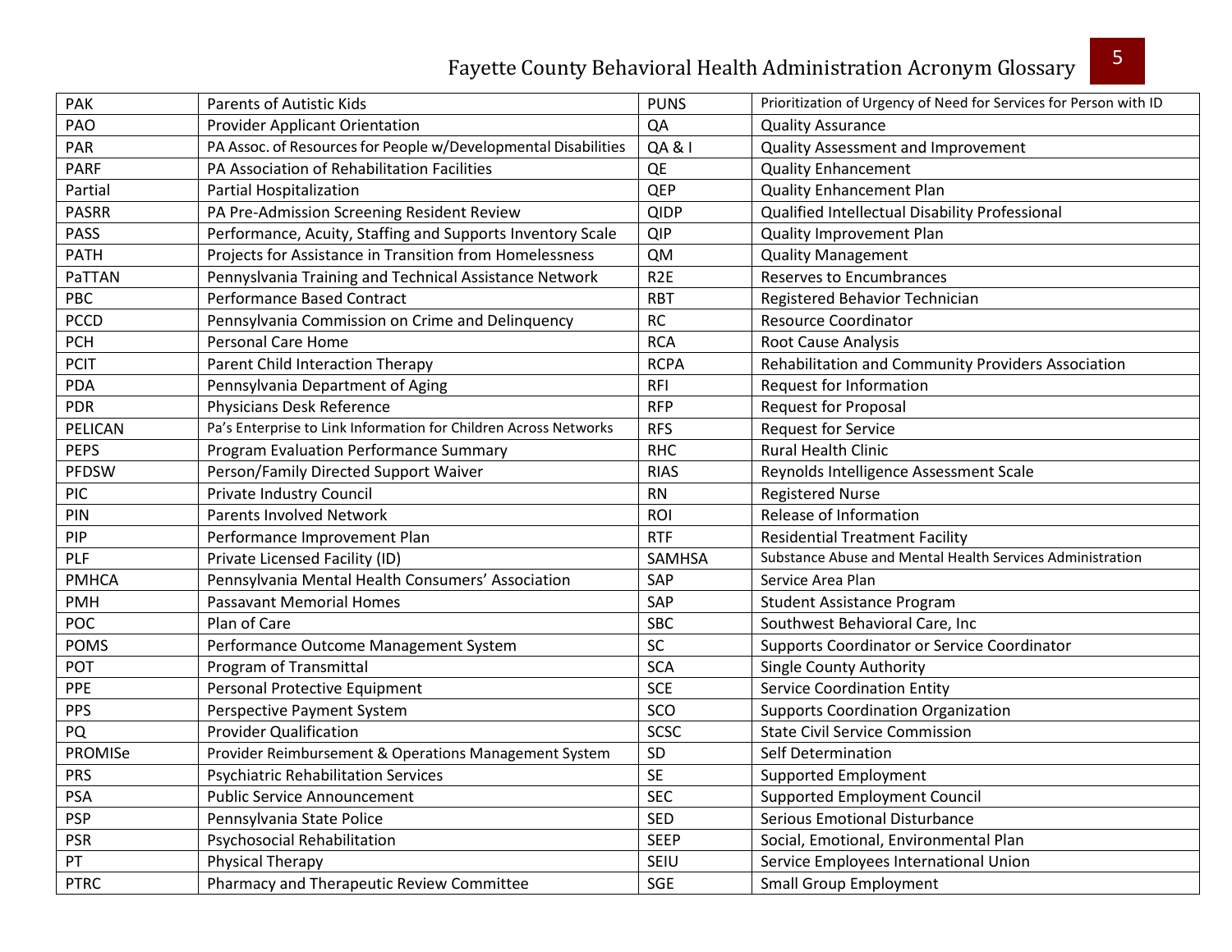| PAK | Parents of Autistic Kids | PUNS | Prioritization of Urgency of Need for Services for Person with ID |
|---|---|---|---|
| PAO | Provider Applicant Orientation | QA | Quality Assurance |
| PAR | PA Assoc. of Resources for People w/Developmental Disabilities | QA & I | Quality Assessment and Improvement |
| PARF | PA Association of Rehabilitation Facilities | QE | Quality Enhancement |
| Partial | Partial Hospitalization | QEP | Quality Enhancement Plan |
| PASRR | PA Pre-Admission Screening Resident Review | QIDP | Qualified Intellectual Disability Professional |
| PASS | Performance, Acuity, Staffing and Supports Inventory Scale | QIP | Quality Improvement Plan |
| PATH | Projects for Assistance in Transition from Homelessness | QM | Quality Management |
| PaTTAN | PennysIvania Training and Technical Assistance Network | R2E | Reserves to Encumbrances |
| PBC | Performance Based Contract | RBT | Registered Behavior Technician |
| PCCD | Pennsylvania Commission on Crime and Delinquency | RC | Resource Coordinator |
| PCH | Personal Care Home | RCA | Root Cause Analysis |
| PCIT | Parent Child Interaction Therapy | RCPA | Rehabilitation and Community Providers Association |
| PDA | Pennsylvania Department of Aging | RFI | Request for Information |
| PDR | Physicians Desk Reference | RFP | Request for Proposal |
| PELICAN | Pa's Enterprise to Link Information for Children Across Networks | RFS | Request for Service |
| PEPS | Program Evaluation Performance Summary | RHC | Rural Health Clinic |
| PFDSW | Person/Family Directed Support Waiver | RIAS | Reynolds Intelligence Assessment Scale |
| PIC | Private Industry Council | RN | Registered Nurse |
| PIN | Parents Involved Network | ROI | Release of Information |
| PIP | Performance Improvement Plan | RTF | Residential Treatment Facility |
| PLF | Private Licensed Facility (ID) | SAMHSA | Substance Abuse and Mental Health Services Administration |
| PMHCA | Pennsylvania Mental Health Consumers' Association | SAP | Service Area Plan |
| PMH | Passavant Memorial Homes | SAP | Student Assistance Program |
| POC | Plan of Care | SBC | Southwest Behavioral Care, Inc |
| POMS | Performance Outcome Management System | SC | Supports Coordinator or Service Coordinator |
| POT | Program of Transmittal | SCA | Single County Authority |
| PPE | Personal Protective Equipment | SCE | Service Coordination Entity |
| PPS | Perspective Payment System | SCO | Supports Coordination Organization |
| PQ | Provider Qualification | SCSC | State Civil Service Commission |
| PROMISe | Provider Reimbursement & Operations Management System | SD | Self Determination |
| PRS | Psychiatric Rehabilitation Services | SE | Supported Employment |
| PSA | Public Service Announcement | SEC | Supported Employment Council |
| PSP | Pennsylvania State Police | SED | Serious Emotional Disturbance |
| PSR | Psychosocial Rehabilitation | SEEP | Social, Emotional, Environmental Plan |
| PT | Physical Therapy | SEIU | Service Employees International Union |
| PTRC | Pharmacy and Therapeutic Review Committee | SGE | Small Group Employment |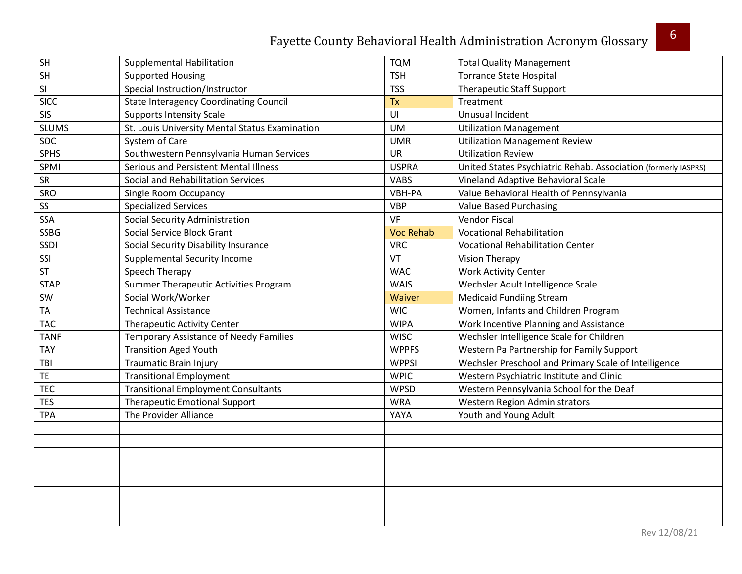| | | | |
|---|---|---|---|
| SH | Supplemental Habilitation | TQM | Total Quality Management |
| SH | Supported Housing | TSH | Torrance State Hospital |
| SI | Special Instruction/Instructor | TSS | Therapeutic Staff Support |
| SICC | State Interagency Coordinating Council | Tx | Treatment |
| SIS | Supports Intensity Scale | UI | Unusual Incident |
| SLUMS | St. Louis University Mental Status Examination | UM | Utilization Management |
| SOC | System of Care | UMR | Utilization Management Review |
| SPHS | Southwestern Pennsylvania Human Services | UR | Utilization Review |
| SPMI | Serious and Persistent Mental Illness | USPRA | United States Psychiatric Rehab. Association (formerly IASPRS) |
| SR | Social and Rehabilitation Services | VABS | Vineland Adaptive Behavioral Scale |
| SRO | Single Room Occupancy | VBH-PA | Value Behavioral Health of Pennsylvania |
| SS | Specialized Services | VBP | Value Based Purchasing |
| SSA | Social Security Administration | VF | Vendor Fiscal |
| SSBG | Social Service Block Grant | Voc Rehab | Vocational Rehabilitation |
| SSDI | Social Security Disability Insurance | VRC | Vocational Rehabilitation Center |
| SSI | Supplemental Security Income | VT | Vision Therapy |
| ST | Speech Therapy | WAC | Work Activity Center |
| STAP | Summer Therapeutic Activities Program | WAIS | Wechsler Adult Intelligence Scale |
| SW | Social Work/Worker | Waiver | Medicaid Fundiing Stream |
| TA | Technical Assistance | WIC | Women, Infants and Children Program |
| TAC | Therapeutic Activity Center | WIPA | Work Incentive Planning and Assistance |
| TANF | Temporary Assistance of Needy Families | WISC | Wechsler Intelligence Scale for Children |
| TAY | Transition Aged Youth | WPPFS | Western Pa Partnership for Family Support |
| TBI | Traumatic Brain Injury | WPPSI | Wechsler Preschool and Primary Scale of Intelligence |
| TE | Transitional Employment | WPIC | Western Psychiatric Institute and Clinic |
| TEC | Transitional Employment Consultants | WPSD | Western Pennsylvania School for the Deaf |
| TES | Therapeutic Emotional Support | WRA | Western Region Administrators |
| TPA | The Provider Alliance | YAYA | Youth and Young Adult |
| | | | |
| | | | |
| | | | |
| | | | |
| | | | |
| | | | |
| | | | |
| | | | |

Rev 12/08/21